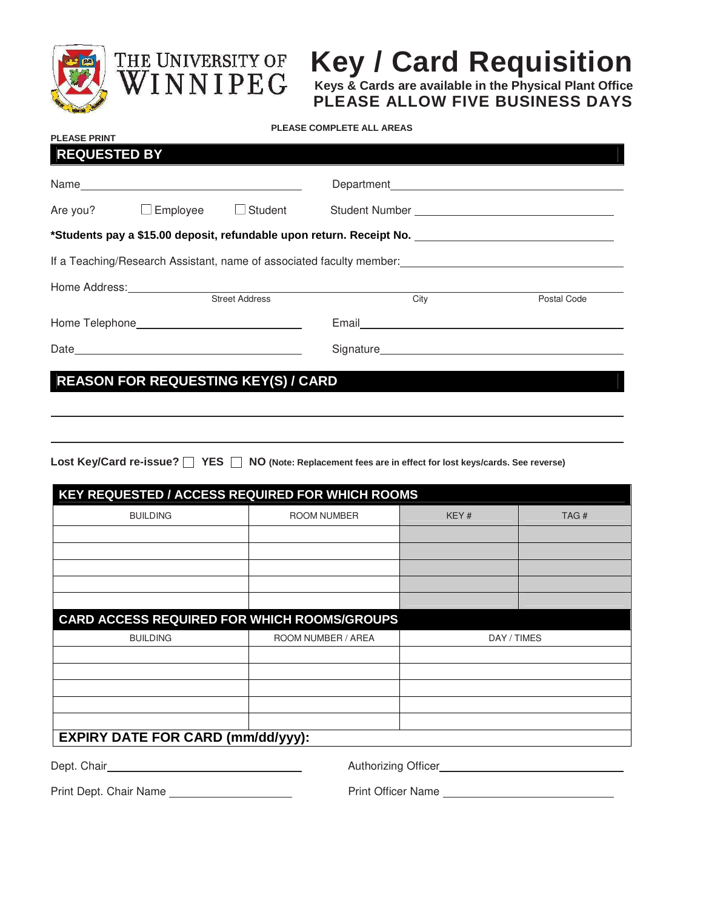THE UNIVERSITY OF WINNIPEG

# Key / Card Requisition

**Keys & Cards are available in the Physical Plant Office**

**PLEASE ALLOW FIVE BUSINESS DAYS**

**PLEASE COMPLETE ALL AREAS**

**PLEASE PRINT**

## REQUESTED BY

Name ______________________ Department ______________________

Are you? ☐ Employee ☐ Student Student Number ______________________

**\*Students pay a $15.00 deposit, refundable upon return. Receipt No.** ______________________

If a Teaching/Research Assistant, name of associated faculty member: ______________________

Home Address: ______________________
Street Address City Postal Code

Home Telephone ______________________ Email ______________________

Date ______________________ Signature ______________________

## REASON FOR REQUESTING KEY(S) / CARD

______________________________________________

______________________________________________

**Lost Key/Card re-issue?** ☐ **YES** ☐ **NO** **(Note: Replacement fees are in effect for lost keys/cards. See reverse)**

### KEY REQUESTED / ACCESS REQUIRED FOR WHICH ROOMS

| BUILDING | ROOM NUMBER | KEY # | TAG # |
|---|---|---|---|
| | | | |
| | | | |
| | | | |
| | | | |
| | | | |

### CARD ACCESS REQUIRED FOR WHICH ROOMS/GROUPS

| BUILDING | ROOM NUMBER / AREA | DAY / TIMES |
|---|---|---|
| | | |
| | | |
| | | |
| | | |
| | | |

**EXPIRY DATE FOR CARD (mm/dd/yyy):**

Dept. Chair ______________________ Authorizing Officer ______________________

Print Dept. Chair Name ______________________ Print Officer Name ______________________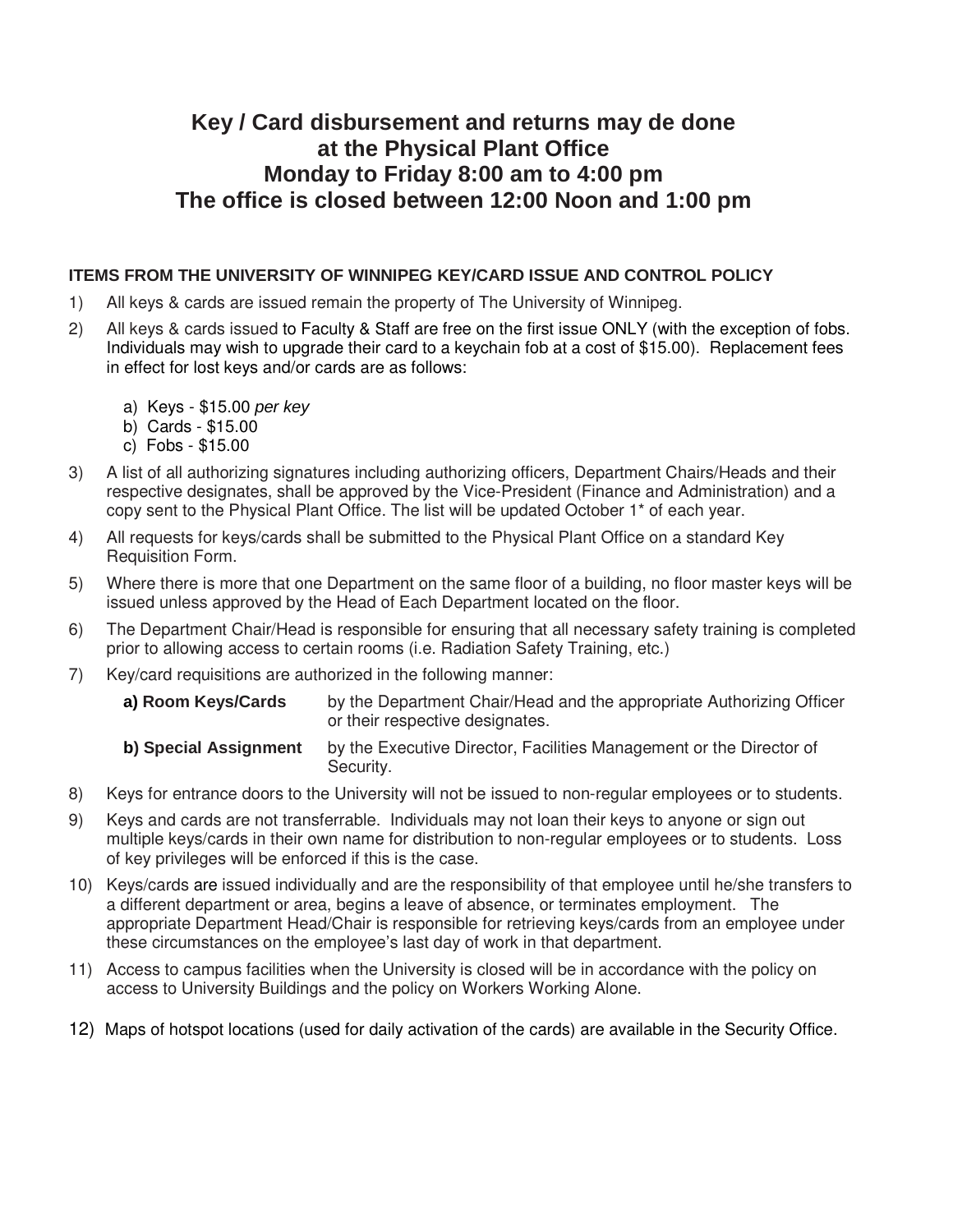# Key / Card disbursement and returns may de done at the Physical Plant Office Monday to Friday 8:00 am to 4:00 pm The office is closed between 12:00 Noon and 1:00 pm

**ITEMS FROM THE UNIVERSITY OF WINNIPEG KEY/CARD ISSUE AND CONTROL POLICY**

1) All keys & cards are issued remain the property of The University of Winnipeg.

2) All keys & cards issued to Faculty & Staff are free on the first issue ONLY (with the exception of fobs. Individuals may wish to upgrade their card to a keychain fob at a cost of $15.00). Replacement fees in effect for lost keys and/or cards are as follows:

   a) Keys - $15.00 *per key*
   b) Cards - $15.00
   c) Fobs - $15.00

3) A list of all authorizing signatures including authorizing officers, Department Chairs/Heads and their respective designates, shall be approved by the Vice-President (Finance and Administration) and a copy sent to the Physical Plant Office. The list will be updated October 1* of each year.

4) All requests for keys/cards shall be submitted to the Physical Plant Office on a standard Key Requisition Form.

5) Where there is more that one Department on the same floor of a building, no floor master keys will be issued unless approved by the Head of Each Department located on the floor.

6) The Department Chair/Head is responsible for ensuring that all necessary safety training is completed prior to allowing access to certain rooms (i.e. Radiation Safety Training, etc.)

7) Key/card requisitions are authorized in the following manner:

   **a) Room Keys/Cards** by the Department Chair/Head and the appropriate Authorizing Officer or their respective designates.

   **b) Special Assignment** by the Executive Director, Facilities Management or the Director of Security.

8) Keys for entrance doors to the University will not be issued to non-regular employees or to students.

9) Keys and cards are not transferrable. Individuals may not loan their keys to anyone or sign out multiple keys/cards in their own name for distribution to non-regular employees or to students. Loss of key privileges will be enforced if this is the case.

10) Keys/cards are issued individually and are the responsibility of that employee until he/she transfers to a different department or area, begins a leave of absence, or terminates employment. The appropriate Department Head/Chair is responsible for retrieving keys/cards from an employee under these circumstances on the employee's last day of work in that department.

11) Access to campus facilities when the University is closed will be in accordance with the policy on access to University Buildings and the policy on Workers Working Alone.

12) Maps of hotspot locations (used for daily activation of the cards) are available in the Security Office.